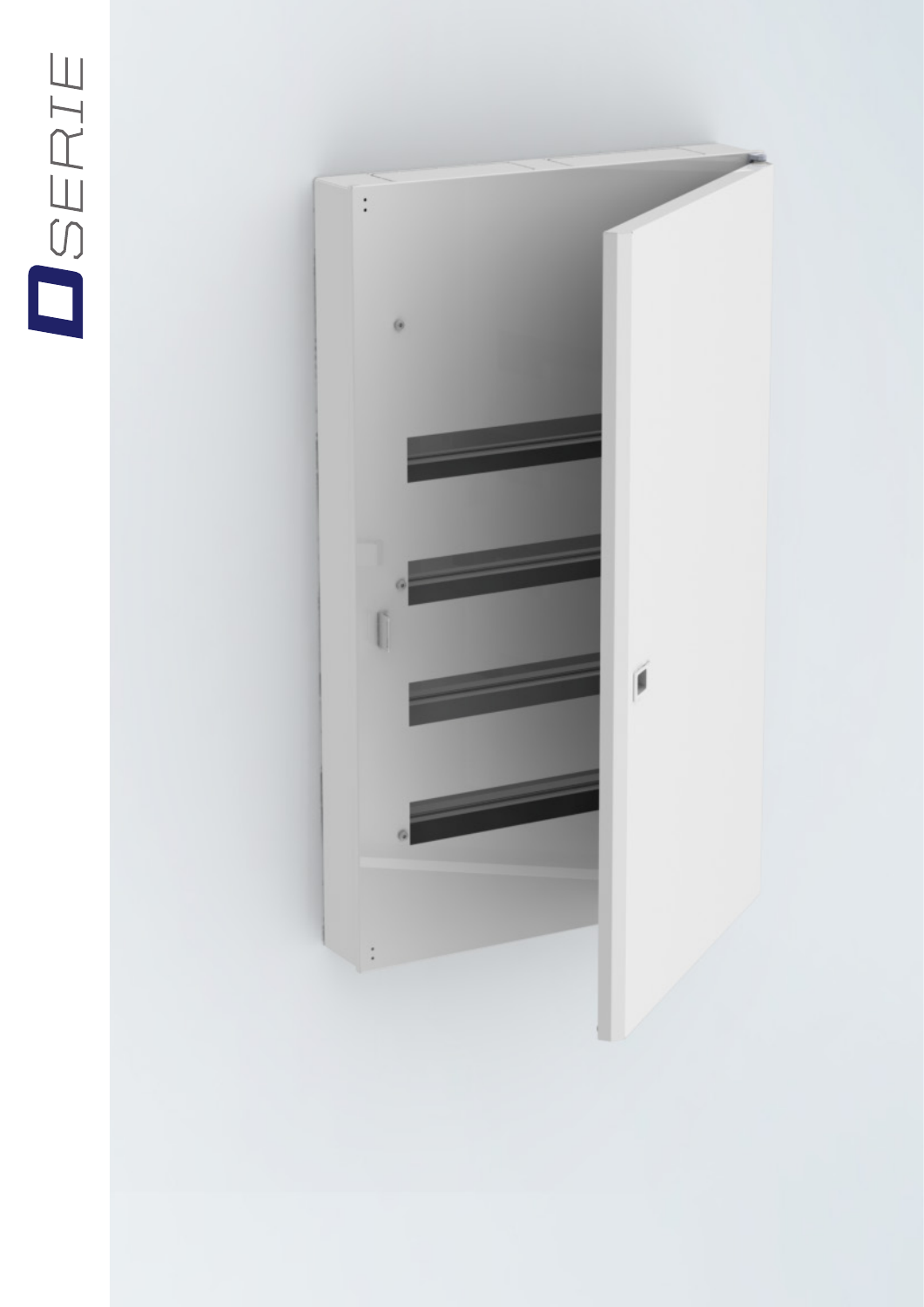D SERIE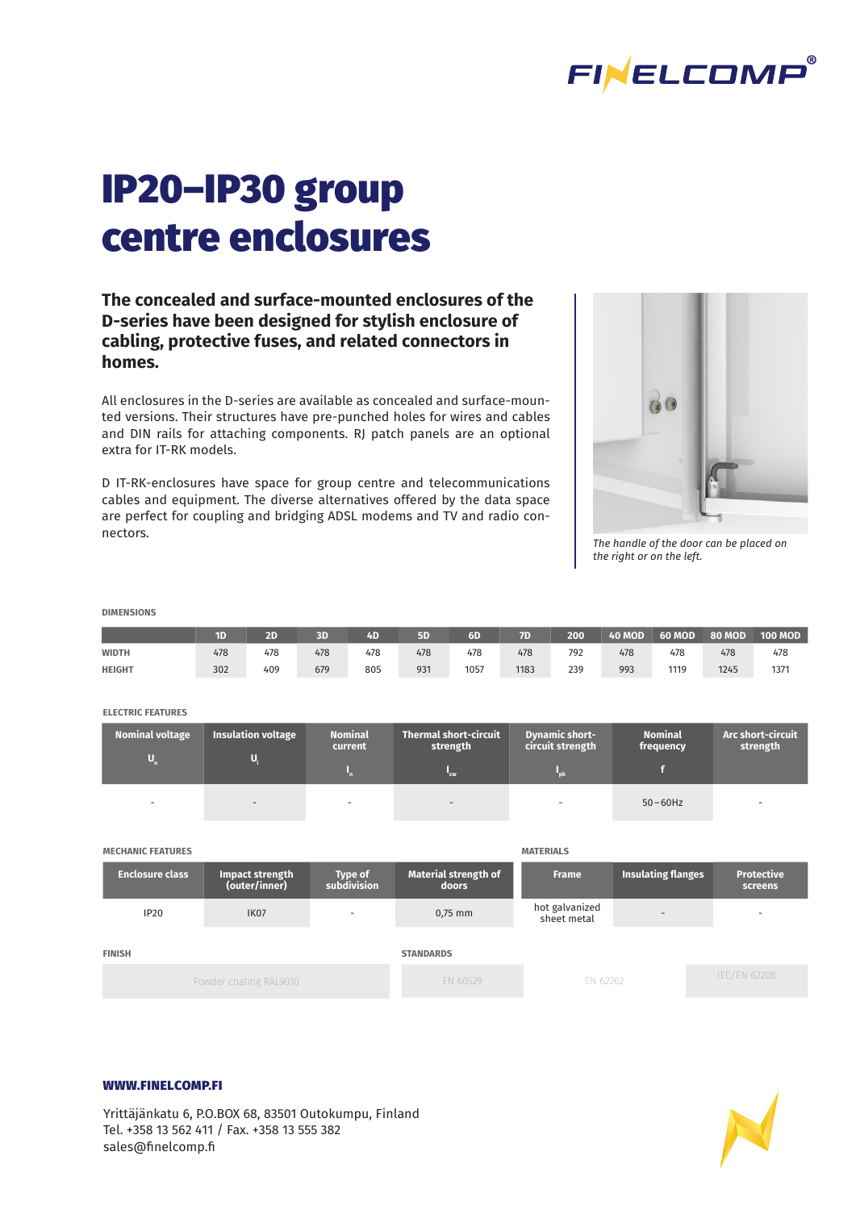# IP20–IP30 group centre enclosures

**The concealed and surface-mounted enclosures of the D-series have been designed for stylish enclosure of cabling, protective fuses, and related connectors in homes.**

All enclosures in the D-series are available as concealed and surface-mounted versions. Their structures have pre-punched holes for wires and cables and DIN rails for attaching components. RJ patch panels are an optional extra for IT-RK models.

D IT-RK-enclosures have space for group centre and telecommunications cables and equipment. The diverse alternatives offered by the data space are perfect for coupling and bridging ADSL modems and TV and radio connectors.

*The handle of the door can be placed on the right or on the left.*

**DIMENSIONS**

| | 1D | 2D | 3D | 4D | 5D | 6D | 7D | 200 | 40 MOD | 60 MOD | 80 MOD | 100 MOD |
|---|---|---|---|---|---|---|---|---|---|---|---|---|
| WIDTH | 478 | 478 | 478 | 478 | 478 | 478 | 478 | 792 | 478 | 478 | 478 | 478 |
| HEIGHT | 302 | 409 | 679 | 805 | 931 | 1057 | 1183 | 239 | 993 | 1119 | 1245 | 1371 |

**ELECTRIC FEATURES**

| Nominal voltage $U_n$ | Insulation voltage $U_i$ | Nominal current $I_n$ | Thermal short-circuit strength $I_{cw}$ | Dynamic short-circuit strength $I_{pk}$ | Nominal frequency $f$ | Arc short-circuit strength |
|---|---|---|---|---|---|---|
| - | - | - | - | - | 50–60Hz | - |

**MECHANIC FEATURES**

| Enclosure class | Impact strength (outer/inner) | Type of subdivision | Material strength of doors |
|---|---|---|---|
| IP20 | IK07 | - | 0,75 mm |

**MATERIALS**

| Frame | Insulating flanges | Protective screens |
|---|---|---|
| hot galvanized sheet metal | - | - |

**FINISH**

Powder coating RAL9010

**STANDARDS**

EN 60529

EN 62262

IEC/EN 62208

**WWW.FINELCOMP.FI**

Yrittäjänkatu 6, P.O.BOX 68, 83501 Outokumpu, Finland
Tel. +358 13 562 411 / Fax. +358 13 555 382
sales@finelcomp.fi